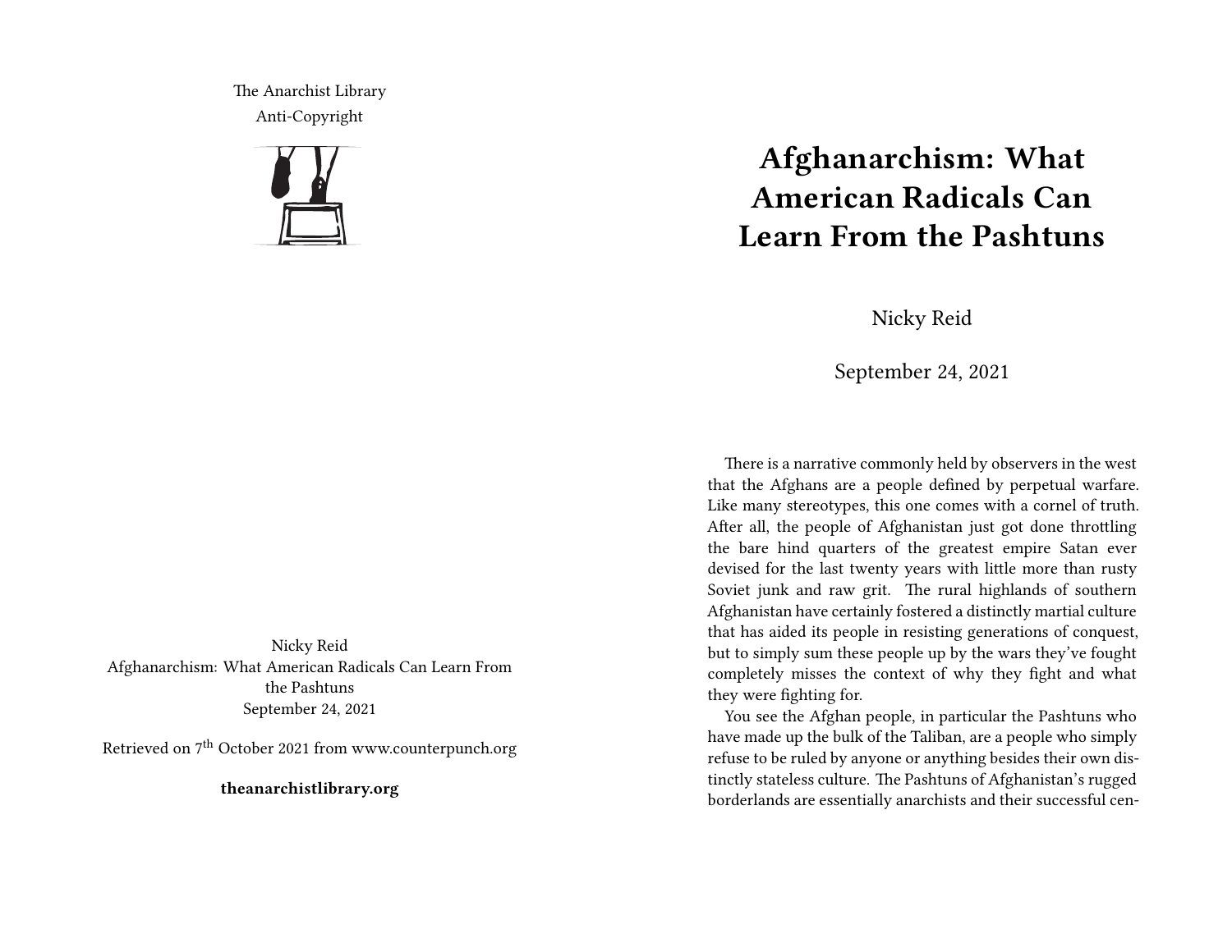The Anarchist Library
Anti-Copyright

Nicky Reid
Afghanarchism: What American Radicals Can Learn From the Pashtuns
September 24, 2021

Retrieved on 7th October 2021 from www.counterpunch.org

**theanarchistlibrary.org**

# Afghanarchism: What American Radicals Can Learn From the Pashtuns

Nicky Reid

September 24, 2021

There is a narrative commonly held by observers in the west that the Afghans are a people defined by perpetual warfare. Like many stereotypes, this one comes with a cornel of truth. After all, the people of Afghanistan just got done throttling the bare hind quarters of the greatest empire Satan ever devised for the last twenty years with little more than rusty Soviet junk and raw grit. The rural highlands of southern Afghanistan have certainly fostered a distinctly martial culture that has aided its people in resisting generations of conquest, but to simply sum these people up by the wars they've fought completely misses the context of why they fight and what they were fighting for.

You see the Afghan people, in particular the Pashtuns who have made up the bulk of the Taliban, are a people who simply refuse to be ruled by anyone or anything besides their own distinctly stateless culture. The Pashtuns of Afghanistan's rugged borderlands are essentially anarchists and their successful cen-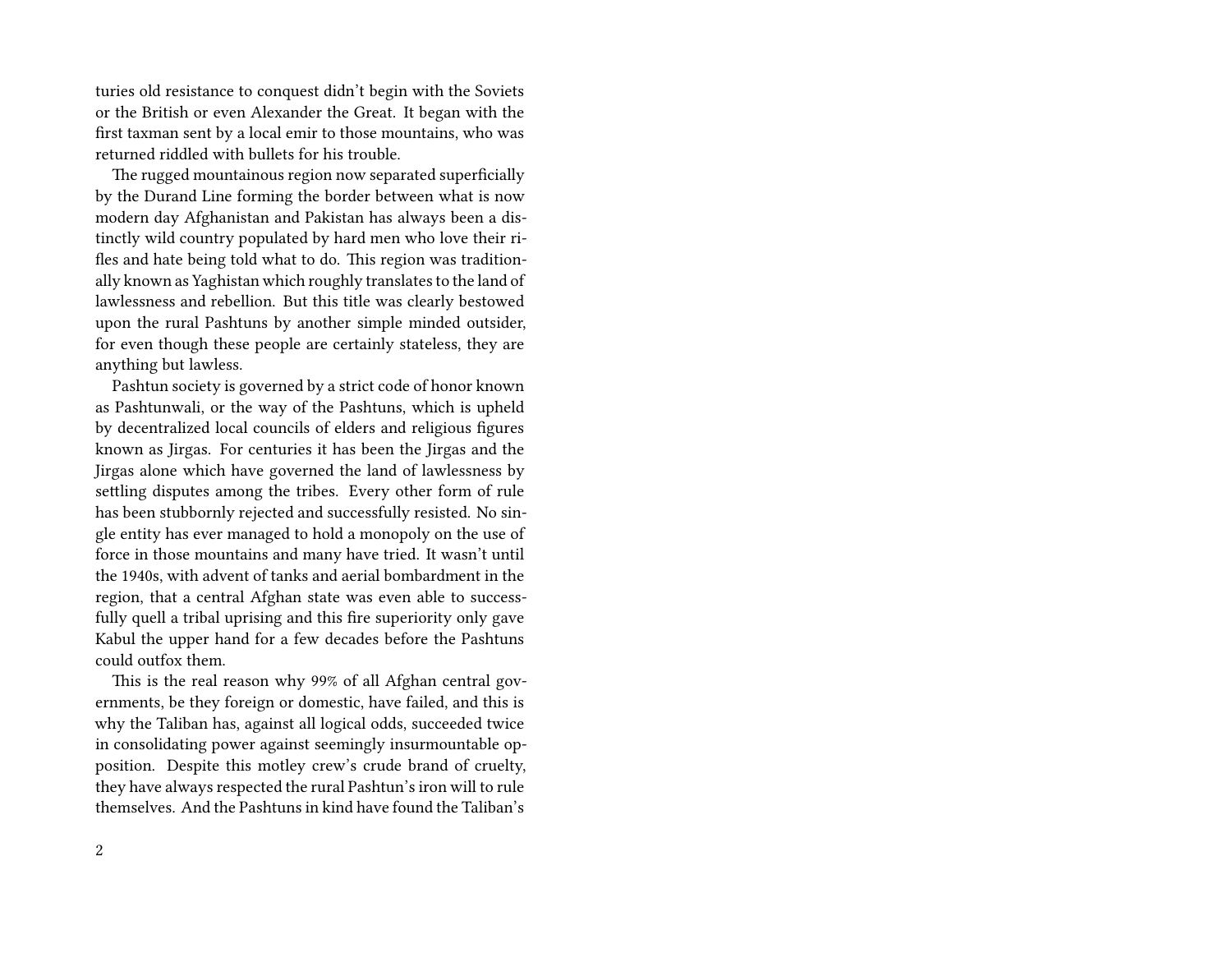turies old resistance to conquest didn't begin with the Soviets or the British or even Alexander the Great. It began with the first taxman sent by a local emir to those mountains, who was returned riddled with bullets for his trouble.

The rugged mountainous region now separated superficially by the Durand Line forming the border between what is now modern day Afghanistan and Pakistan has always been a distinctly wild country populated by hard men who love their rifles and hate being told what to do. This region was traditionally known as Yaghistan which roughly translates to the land of lawlessness and rebellion. But this title was clearly bestowed upon the rural Pashtuns by another simple minded outsider, for even though these people are certainly stateless, they are anything but lawless.

Pashtun society is governed by a strict code of honor known as Pashtunwali, or the way of the Pashtuns, which is upheld by decentralized local councils of elders and religious figures known as Jirgas. For centuries it has been the Jirgas and the Jirgas alone which have governed the land of lawlessness by settling disputes among the tribes. Every other form of rule has been stubbornly rejected and successfully resisted. No single entity has ever managed to hold a monopoly on the use of force in those mountains and many have tried. It wasn't until the 1940s, with advent of tanks and aerial bombardment in the region, that a central Afghan state was even able to successfully quell a tribal uprising and this fire superiority only gave Kabul the upper hand for a few decades before the Pashtuns could outfox them.

This is the real reason why 99% of all Afghan central governments, be they foreign or domestic, have failed, and this is why the Taliban has, against all logical odds, succeeded twice in consolidating power against seemingly insurmountable opposition. Despite this motley crew's crude brand of cruelty, they have always respected the rural Pashtun's iron will to rule themselves. And the Pashtuns in kind have found the Taliban's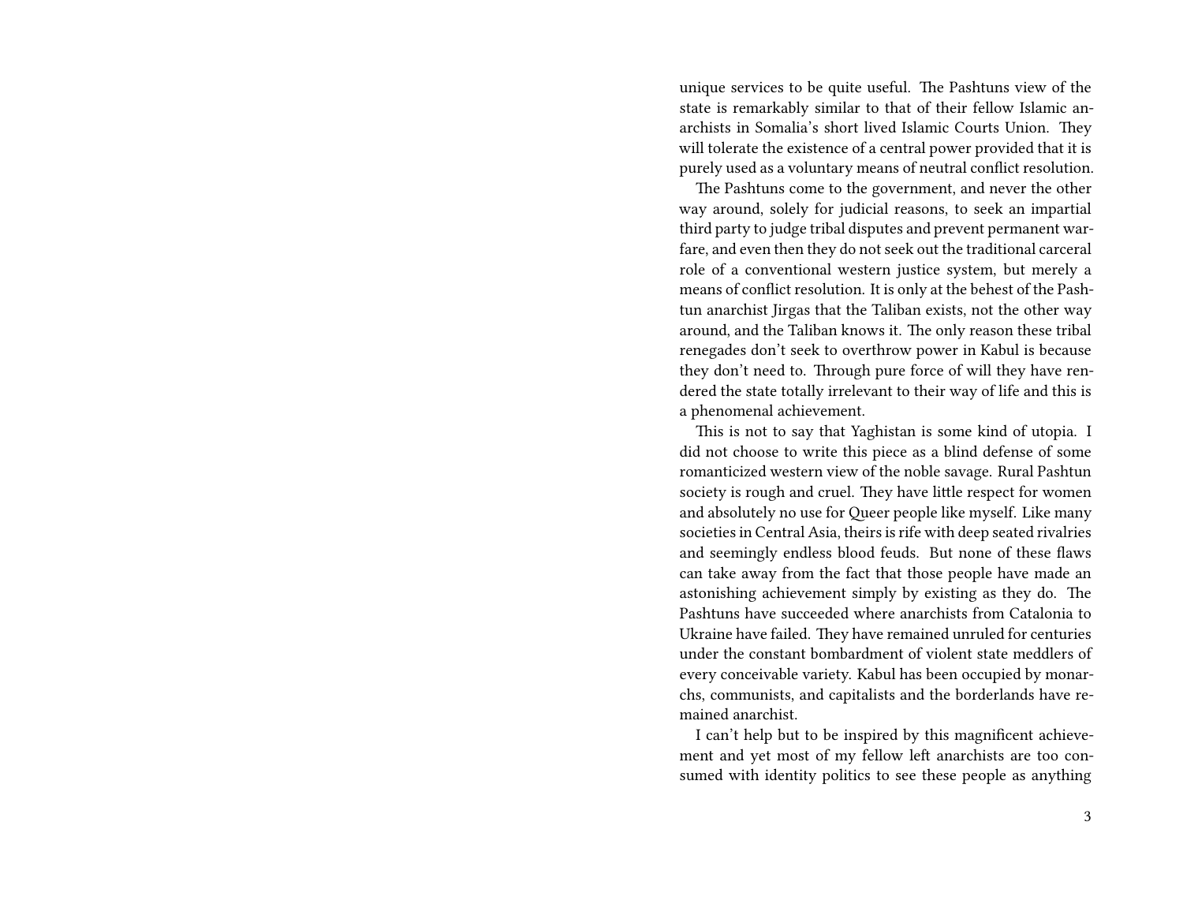unique services to be quite useful. The Pashtuns view of the state is remarkably similar to that of their fellow Islamic anarchists in Somalia's short lived Islamic Courts Union. They will tolerate the existence of a central power provided that it is purely used as a voluntary means of neutral conflict resolution.

The Pashtuns come to the government, and never the other way around, solely for judicial reasons, to seek an impartial third party to judge tribal disputes and prevent permanent warfare, and even then they do not seek out the traditional carceral role of a conventional western justice system, but merely a means of conflict resolution. It is only at the behest of the Pashtun anarchist Jirgas that the Taliban exists, not the other way around, and the Taliban knows it. The only reason these tribal renegades don't seek to overthrow power in Kabul is because they don't need to. Through pure force of will they have rendered the state totally irrelevant to their way of life and this is a phenomenal achievement.

This is not to say that Yaghistan is some kind of utopia. I did not choose to write this piece as a blind defense of some romanticized western view of the noble savage. Rural Pashtun society is rough and cruel. They have little respect for women and absolutely no use for Queer people like myself. Like many societies in Central Asia, theirs is rife with deep seated rivalries and seemingly endless blood feuds. But none of these flaws can take away from the fact that those people have made an astonishing achievement simply by existing as they do. The Pashtuns have succeeded where anarchists from Catalonia to Ukraine have failed. They have remained unruled for centuries under the constant bombardment of violent state meddlers of every conceivable variety. Kabul has been occupied by monarchs, communists, and capitalists and the borderlands have remained anarchist.

I can't help but to be inspired by this magnificent achievement and yet most of my fellow left anarchists are too consumed with identity politics to see these people as anything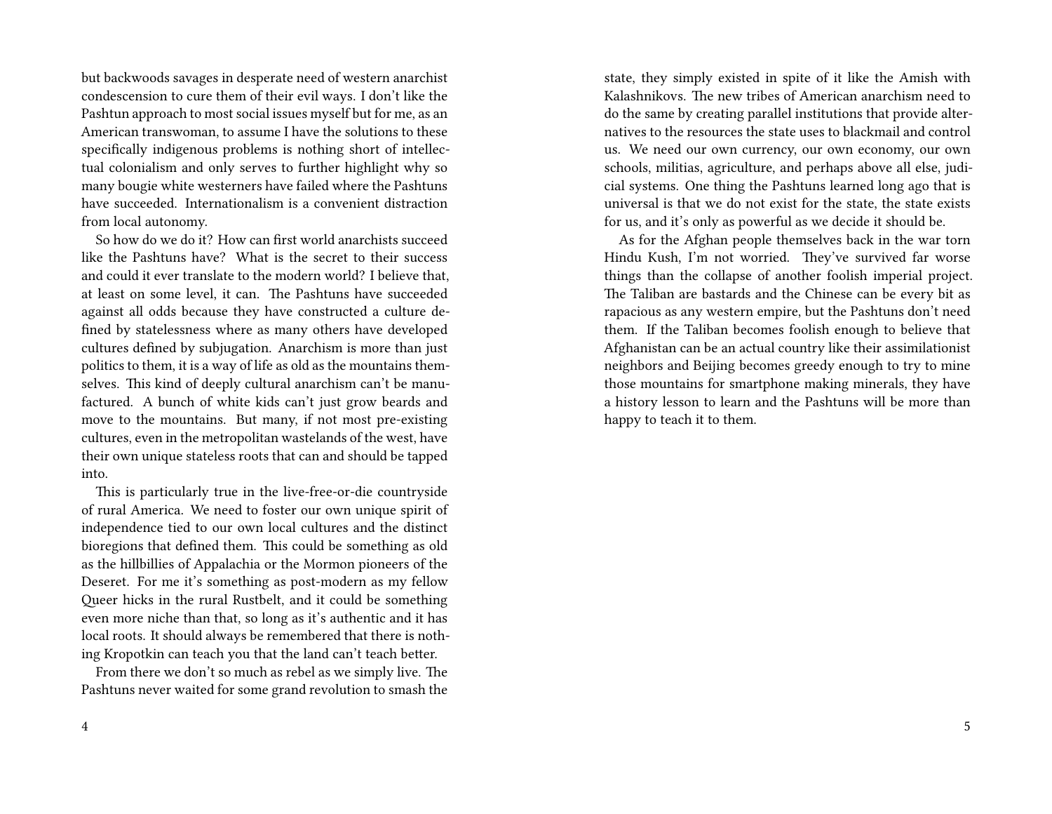but backwoods savages in desperate need of western anarchist condescension to cure them of their evil ways. I don't like the Pashtun approach to most social issues myself but for me, as an American transwoman, to assume I have the solutions to these specifically indigenous problems is nothing short of intellectual colonialism and only serves to further highlight why so many bougie white westerners have failed where the Pashtuns have succeeded. Internationalism is a convenient distraction from local autonomy.

So how do we do it? How can first world anarchists succeed like the Pashtuns have? What is the secret to their success and could it ever translate to the modern world? I believe that, at least on some level, it can. The Pashtuns have succeeded against all odds because they have constructed a culture defined by statelessness where as many others have developed cultures defined by subjugation. Anarchism is more than just politics to them, it is a way of life as old as the mountains themselves. This kind of deeply cultural anarchism can't be manufactured. A bunch of white kids can't just grow beards and move to the mountains. But many, if not most pre-existing cultures, even in the metropolitan wastelands of the west, have their own unique stateless roots that can and should be tapped into.

This is particularly true in the live-free-or-die countryside of rural America. We need to foster our own unique spirit of independence tied to our own local cultures and the distinct bioregions that defined them. This could be something as old as the hillbillies of Appalachia or the Mormon pioneers of the Deseret. For me it's something as post-modern as my fellow Queer hicks in the rural Rustbelt, and it could be something even more niche than that, so long as it's authentic and it has local roots. It should always be remembered that there is nothing Kropotkin can teach you that the land can't teach better.

From there we don't so much as rebel as we simply live. The Pashtuns never waited for some grand revolution to smash the state, they simply existed in spite of it like the Amish with Kalashnikovs. The new tribes of American anarchism need to do the same by creating parallel institutions that provide alternatives to the resources the state uses to blackmail and control us. We need our own currency, our own economy, our own schools, militias, agriculture, and perhaps above all else, judicial systems. One thing the Pashtuns learned long ago that is universal is that we do not exist for the state, the state exists for us, and it's only as powerful as we decide it should be.

As for the Afghan people themselves back in the war torn Hindu Kush, I'm not worried. They've survived far worse things than the collapse of another foolish imperial project. The Taliban are bastards and the Chinese can be every bit as rapacious as any western empire, but the Pashtuns don't need them. If the Taliban becomes foolish enough to believe that Afghanistan can be an actual country like their assimilationist neighbors and Beijing becomes greedy enough to try to mine those mountains for smartphone making minerals, they have a history lesson to learn and the Pashtuns will be more than happy to teach it to them.